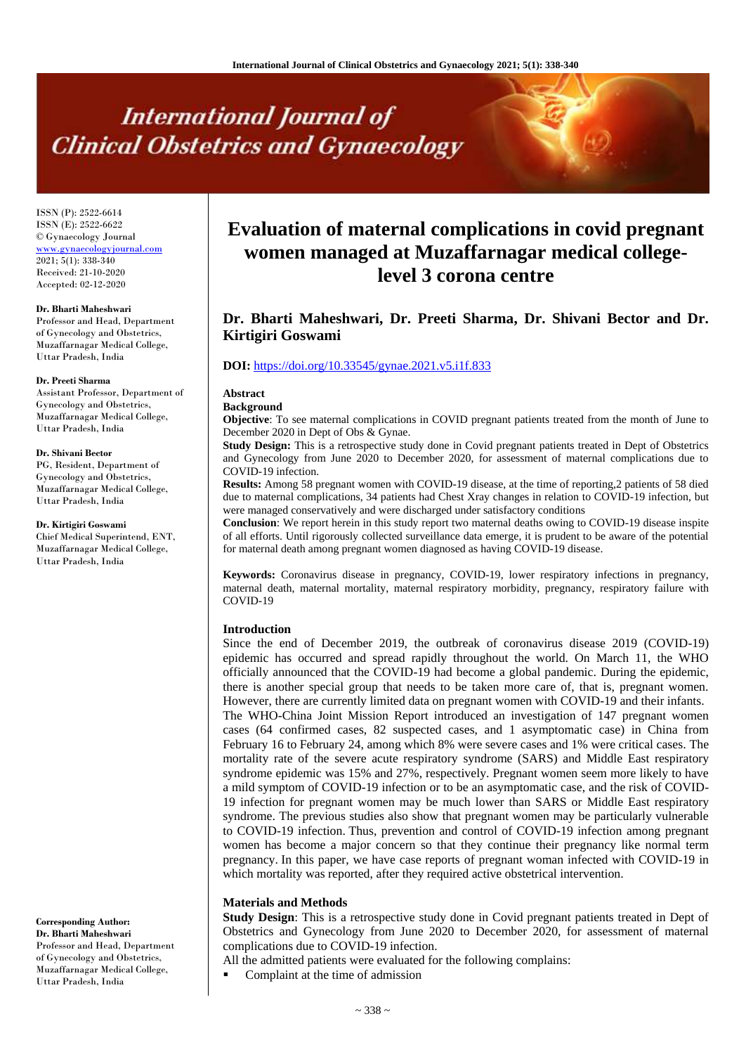# International Journal of Clinical Obstetrics and Gynaecology

ISSN (P): 2522-6614
ISSN (E): 2522-6622
© Gynaecology Journal
www.gynaecologyjournal.com
2021; 5(1): 338-340
Received: 21-10-2020
Accepted: 02-12-2020

**Dr. Bharti Maheshwari**
Professor and Head, Department of Gynecology and Obstetrics, Muzaffarnagar Medical College, Uttar Pradesh, India

**Dr. Preeti Sharma**
Assistant Professor, Department of Gynecology and Obstetrics, Muzaffarnagar Medical College, Uttar Pradesh, India

**Dr. Shivani Bector**
PG, Resident, Department of Gynecology and Obstetrics, Muzaffarnagar Medical College, Uttar Pradesh, India

**Dr. Kirtigiri Goswami**
Chief Medical Superintend, ENT, Muzaffarnagar Medical College, Uttar Pradesh, India

**Corresponding Author:**
**Dr. Bharti Maheshwari**
Professor and Head, Department of Gynecology and Obstetrics, Muzaffarnagar Medical College, Uttar Pradesh, India

# Evaluation of maternal complications in covid pregnant women managed at Muzaffarnagar medical college-level 3 corona centre

**Dr. Bharti Maheshwari, Dr. Preeti Sharma, Dr. Shivani Bector and Dr. Kirtigiri Goswami**

**DOI:** https://doi.org/10.33545/gynae.2021.v5.i1f.833

## Abstract

**Background**

**Objective**: To see maternal complications in COVID pregnant patients treated from the month of June to December 2020 in Dept of Obs & Gynae.

**Study Design:** This is a retrospective study done in Covid pregnant patients treated in Dept of Obstetrics and Gynecology from June 2020 to December 2020, for assessment of maternal complications due to COVID-19 infection.

**Results:** Among 58 pregnant women with COVID-19 disease, at the time of reporting,2 patients of 58 died due to maternal complications, 34 patients had Chest Xray changes in relation to COVID-19 infection, but were managed conservatively and were discharged under satisfactory conditions

**Conclusion**: We report herein in this study report two maternal deaths owing to COVID-19 disease inspite of all efforts. Until rigorously collected surveillance data emerge, it is prudent to be aware of the potential for maternal death among pregnant women diagnosed as having COVID-19 disease.

**Keywords:** Coronavirus disease in pregnancy, COVID-19, lower respiratory infections in pregnancy, maternal death, maternal mortality, maternal respiratory morbidity, pregnancy, respiratory failure with COVID-19

## Introduction

Since the end of December 2019, the outbreak of coronavirus disease 2019 (COVID-19) epidemic has occurred and spread rapidly throughout the world. On March 11, the WHO officially announced that the COVID-19 had become a global pandemic. During the epidemic, there is another special group that needs to be taken more care of, that is, pregnant women. However, there are currently limited data on pregnant women with COVID-19 and their infants.

The WHO-China Joint Mission Report introduced an investigation of 147 pregnant women cases (64 confirmed cases, 82 suspected cases, and 1 asymptomatic case) in China from February 16 to February 24, among which 8% were severe cases and 1% were critical cases. The mortality rate of the severe acute respiratory syndrome (SARS) and Middle East respiratory syndrome epidemic was 15% and 27%, respectively. Pregnant women seem more likely to have a mild symptom of COVID-19 infection or to be an asymptomatic case, and the risk of COVID-19 infection for pregnant women may be much lower than SARS or Middle East respiratory syndrome. The previous studies also show that pregnant women may be particularly vulnerable to COVID-19 infection. Thus, prevention and control of COVID-19 infection among pregnant women has become a major concern so that they continue their pregnancy like normal term pregnancy. In this paper, we have case reports of pregnant woman infected with COVID-19 in which mortality was reported, after they required active obstetrical intervention.

## Materials and Methods

**Study Design**: This is a retrospective study done in Covid pregnant patients treated in Dept of Obstetrics and Gynecology from June 2020 to December 2020, for assessment of maternal complications due to COVID-19 infection.

All the admitted patients were evaluated for the following complains:

- Complaint at the time of admission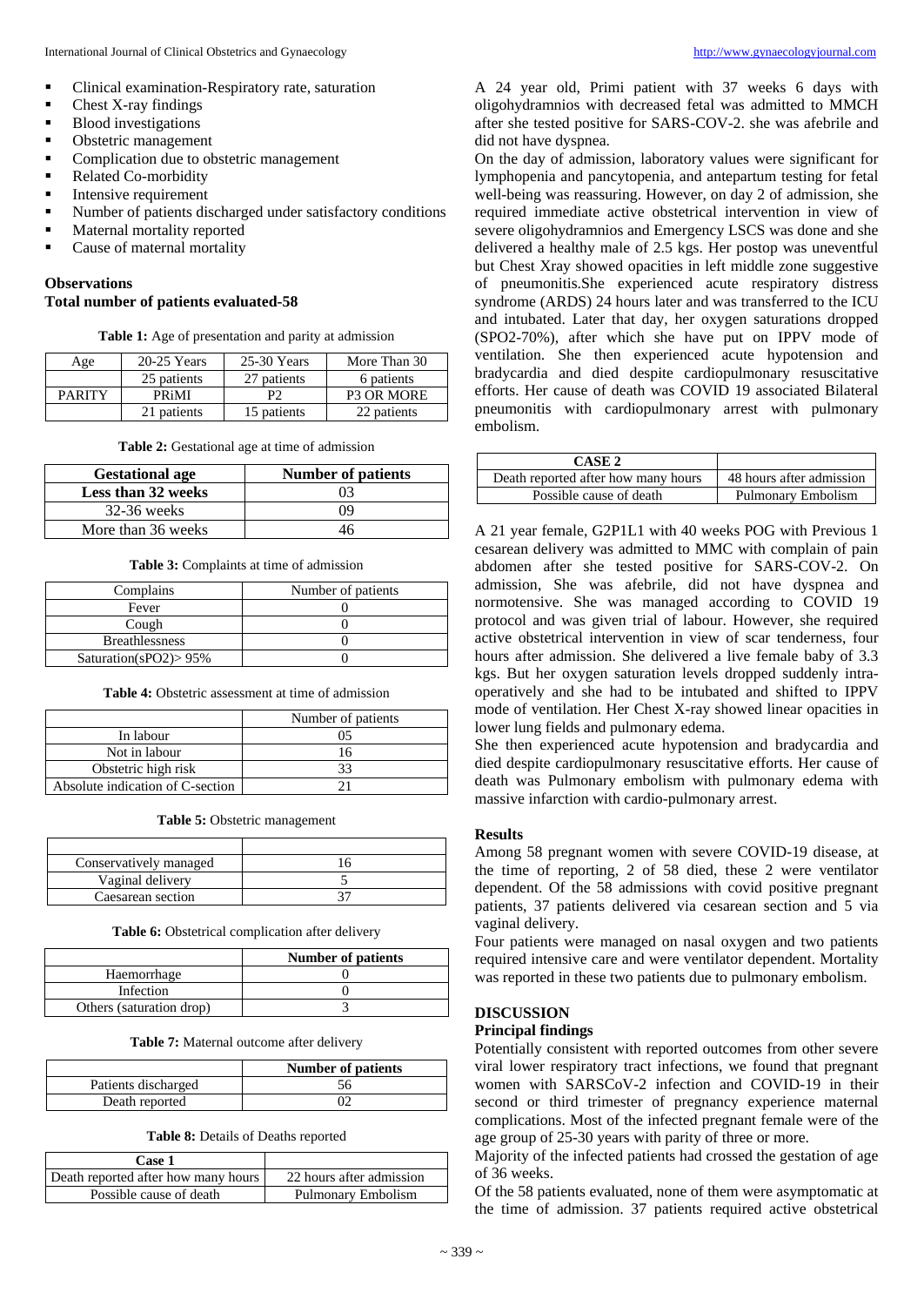- Clinical examination-Respiratory rate, saturation
- Chest X-ray findings
- Blood investigations
- Obstetric management
- Complication due to obstetric management
- Related Co-morbidity
- Intensive requirement
- Number of patients discharged under satisfactory conditions
- Maternal mortality reported
- Cause of maternal mortality

**Observations**

**Total number of patients evaluated-58**

**Table 1:** Age of presentation and parity at admission

| Age | 20-25 Years | 25-30 Years | More Than 30 |
|---|---|---|---|
| | 25 patients | 27 patients | 6 patients |
| PARITY | PRiMI | P2 | P3 OR MORE |
| | 21 patients | 15 patients | 22 patients |

**Table 2:** Gestational age at time of admission

| Gestational age | Number of patients |
|---|---|
| **Less than 32 weeks** | 03 |
| 32-36 weeks | 09 |
| More than 36 weeks | 46 |

**Table 3:** Complaints at time of admission

| Complains | Number of patients |
|---|---|
| Fever | 0 |
| Cough | 0 |
| Breathlessness | 0 |
| Saturation(sPO2)> 95% | 0 |

**Table 4:** Obstetric assessment at time of admission

| | Number of patients |
|---|---|
| In labour | 05 |
| Not in labour | 16 |
| Obstetric high risk | 33 |
| Absolute indication of C-section | 21 |

**Table 5:** Obstetric management

| | |
|---|---|
| Conservatively managed | 16 |
| Vaginal delivery | 5 |
| Caesarean section | 37 |

**Table 6:** Obstetrical complication after delivery

| | Number of patients |
|---|---|
| Haemorrhage | 0 |
| Infection | 0 |
| Others (saturation drop) | 3 |

**Table 7:** Maternal outcome after delivery

| | Number of patients |
|---|---|
| Patients discharged | 56 |
| Death reported | 02 |

**Table 8:** Details of Deaths reported

| Case 1 | |
|---|---|
| Death reported after how many hours | 22 hours after admission |
| Possible cause of death | Pulmonary Embolism |

A 24 year old, Primi patient with 37 weeks 6 days with oligohydramnios with decreased fetal was admitted to MMCH after she tested positive for SARS-COV-2. she was afebrile and did not have dyspnea.

On the day of admission, laboratory values were significant for lymphopenia and pancytopenia, and antepartum testing for fetal well-being was reassuring. However, on day 2 of admission, she required immediate active obstetrical intervention in view of severe oligohydramnios and Emergency LSCS was done and she delivered a healthy male of 2.5 kgs. Her postop was uneventful but Chest Xray showed opacities in left middle zone suggestive of pneumonitis.She experienced acute respiratory distress syndrome (ARDS) 24 hours later and was transferred to the ICU and intubated. Later that day, her oxygen saturations dropped (SPO2-70%), after which she have put on IPPV mode of ventilation. She then experienced acute hypotension and bradycardia and died despite cardiopulmonary resuscitative efforts. Her cause of death was COVID 19 associated Bilateral pneumonitis with cardiopulmonary arrest with pulmonary embolism.

| CASE 2 | |
|---|---|
| Death reported after how many hours | 48 hours after admission |
| Possible cause of death | Pulmonary Embolism |

A 21 year female, G2P1L1 with 40 weeks POG with Previous 1 cesarean delivery was admitted to MMC with complain of pain abdomen after she tested positive for SARS-COV-2. On admission, She was afebrile, did not have dyspnea and normotensive. She was managed according to COVID 19 protocol and was given trial of labour. However, she required active obstetrical intervention in view of scar tenderness, four hours after admission. She delivered a live female baby of 3.3 kgs. But her oxygen saturation levels dropped suddenly intra-operatively and she had to be intubated and shifted to IPPV mode of ventilation. Her Chest X-ray showed linear opacities in lower lung fields and pulmonary edema.

She then experienced acute hypotension and bradycardia and died despite cardiopulmonary resuscitative efforts. Her cause of death was Pulmonary embolism with pulmonary edema with massive infarction with cardio-pulmonary arrest.

**Results**

Among 58 pregnant women with severe COVID-19 disease, at the time of reporting, 2 of 58 died, these 2 were ventilator dependent. Of the 58 admissions with covid positive pregnant patients, 37 patients delivered via cesarean section and 5 via vaginal delivery.

Four patients were managed on nasal oxygen and two patients required intensive care and were ventilator dependent. Mortality was reported in these two patients due to pulmonary embolism.

**DISCUSSION**

**Principal findings**

Potentially consistent with reported outcomes from other severe viral lower respiratory tract infections, we found that pregnant women with SARSCoV-2 infection and COVID-19 in their second or third trimester of pregnancy experience maternal complications. Most of the infected pregnant female were of the age group of 25-30 years with parity of three or more.

Majority of the infected patients had crossed the gestation of age of 36 weeks.

Of the 58 patients evaluated, none of them were asymptomatic at the time of admission. 37 patients required active obstetrical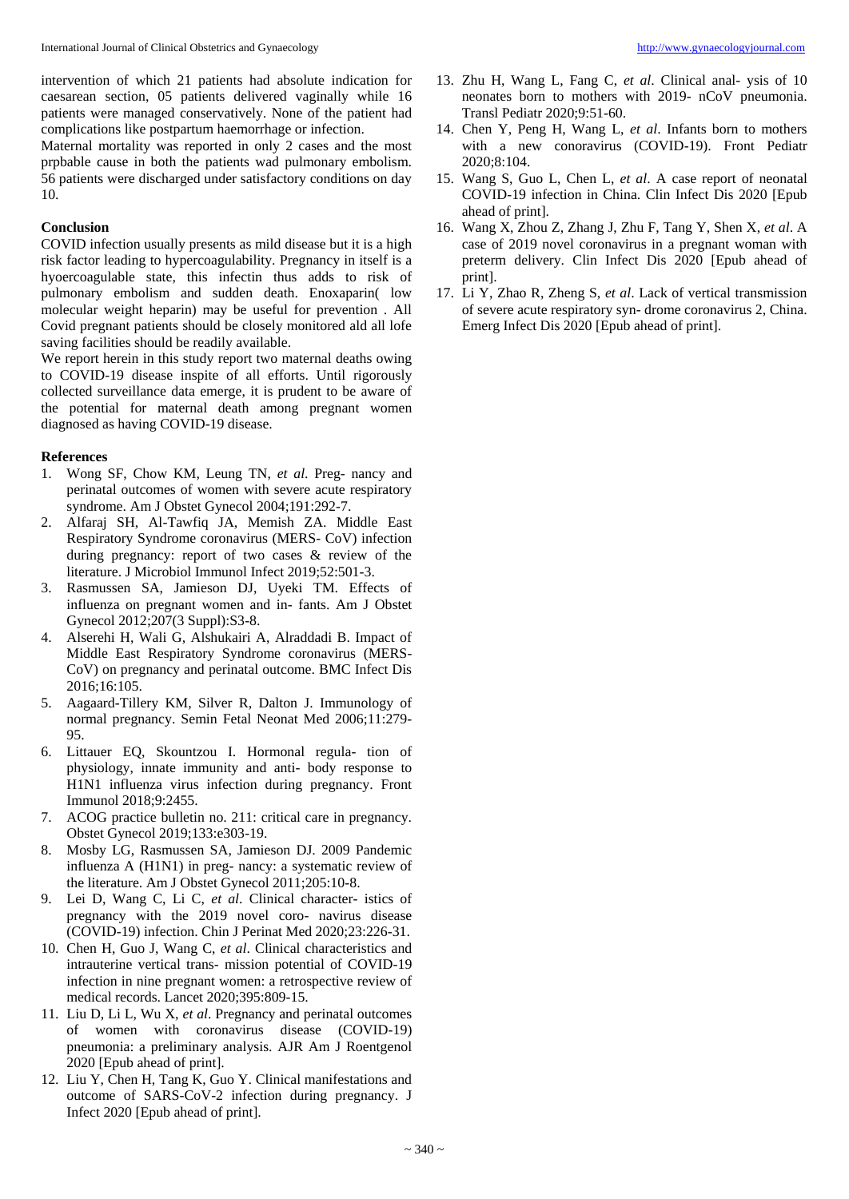intervention of which 21 patients had absolute indication for caesarean section, 05 patients delivered vaginally while 16 patients were managed conservatively. None of the patient had complications like postpartum haemorrhage or infection.

Maternal mortality was reported in only 2 cases and the most prpbable cause in both the patients wad pulmonary embolism. 56 patients were discharged under satisfactory conditions on day 10.

## Conclusion

COVID infection usually presents as mild disease but it is a high risk factor leading to hypercoagulability. Pregnancy in itself is a hyoercoagulable state, this infectin thus adds to risk of pulmonary embolism and sudden death. Enoxaparin( low molecular weight heparin) may be useful for prevention . All Covid pregnant patients should be closely monitored ald all lofe saving facilities should be readily available.

We report herein in this study report two maternal deaths owing to COVID-19 disease inspite of all efforts. Until rigorously collected surveillance data emerge, it is prudent to be aware of the potential for maternal death among pregnant women diagnosed as having COVID-19 disease.

## References

1. Wong SF, Chow KM, Leung TN, *et al.* Preg- nancy and perinatal outcomes of women with severe acute respiratory syndrome. Am J Obstet Gynecol 2004;191:292-7.
2. Alfaraj SH, Al-Tawfiq JA, Memish ZA. Middle East Respiratory Syndrome coronavirus (MERS- CoV) infection during pregnancy: report of two cases & review of the literature. J Microbiol Immunol Infect 2019;52:501-3.
3. Rasmussen SA, Jamieson DJ, Uyeki TM. Effects of influenza on pregnant women and in- fants. Am J Obstet Gynecol 2012;207(3 Suppl):S3-8.
4. Alserehi H, Wali G, Alshukairi A, Alraddadi B. Impact of Middle East Respiratory Syndrome coronavirus (MERS-CoV) on pregnancy and perinatal outcome. BMC Infect Dis 2016;16:105.
5. Aagaard-Tillery KM, Silver R, Dalton J. Immunology of normal pregnancy. Semin Fetal Neonat Med 2006;11:279-95.
6. Littauer EQ, Skountzou I. Hormonal regula- tion of physiology, innate immunity and anti- body response to H1N1 influenza virus infection during pregnancy. Front Immunol 2018;9:2455.
7. ACOG practice bulletin no. 211: critical care in pregnancy. Obstet Gynecol 2019;133:e303-19.
8. Mosby LG, Rasmussen SA, Jamieson DJ. 2009 Pandemic influenza A (H1N1) in preg- nancy: a systematic review of the literature. Am J Obstet Gynecol 2011;205:10-8.
9. Lei D, Wang C, Li C, *et al*. Clinical character- istics of pregnancy with the 2019 novel coro- navirus disease (COVID-19) infection. Chin J Perinat Med 2020;23:226-31.
10. Chen H, Guo J, Wang C, *et al*. Clinical characteristics and intrauterine vertical trans- mission potential of COVID-19 infection in nine pregnant women: a retrospective review of medical records. Lancet 2020;395:809-15.
11. Liu D, Li L, Wu X, *et al*. Pregnancy and perinatal outcomes of women with coronavirus disease (COVID-19) pneumonia: a preliminary analysis. AJR Am J Roentgenol 2020 [Epub ahead of print].
12. Liu Y, Chen H, Tang K, Guo Y. Clinical manifestations and outcome of SARS-CoV-2 infection during pregnancy. J Infect 2020 [Epub ahead of print].
13. Zhu H, Wang L, Fang C, *et al*. Clinical anal- ysis of 10 neonates born to mothers with 2019- nCoV pneumonia. Transl Pediatr 2020;9:51-60.
14. Chen Y, Peng H, Wang L, *et al*. Infants born to mothers with a new conoravirus (COVID-19). Front Pediatr 2020;8:104.
15. Wang S, Guo L, Chen L, *et al*. A case report of neonatal COVID-19 infection in China. Clin Infect Dis 2020 [Epub ahead of print].
16. Wang X, Zhou Z, Zhang J, Zhu F, Tang Y, Shen X, *et al*. A case of 2019 novel coronavirus in a pregnant woman with preterm delivery. Clin Infect Dis 2020 [Epub ahead of print].
17. Li Y, Zhao R, Zheng S, *et al*. Lack of vertical transmission of severe acute respiratory syn- drome coronavirus 2, China. Emerg Infect Dis 2020 [Epub ahead of print].